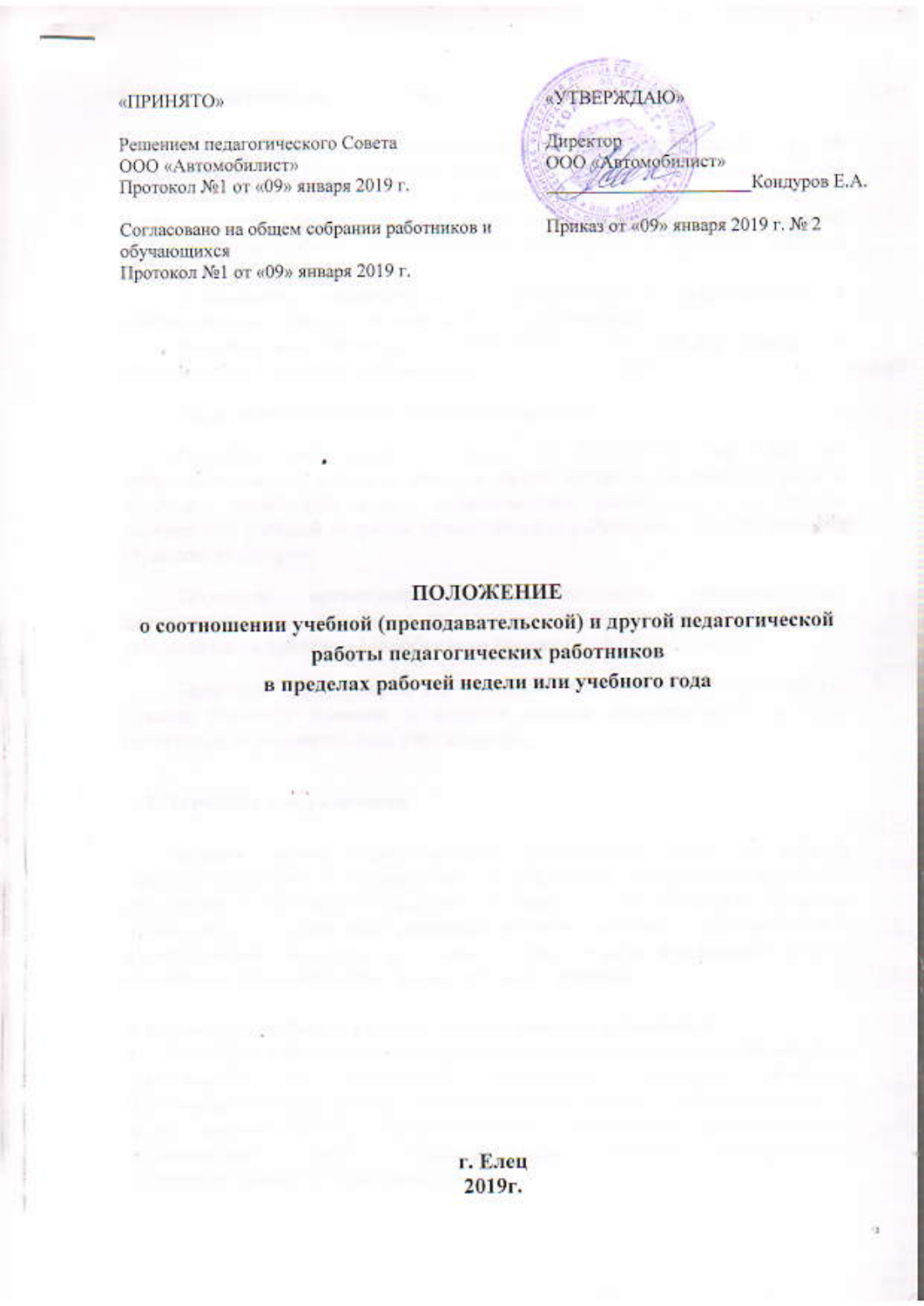«ПРИНЯТО»

Решением педагогического Совета
ООО «Автомобилист»
Протокол №1 от «09» января 2019 г.

Согласовано на общем собрании работников и обучающихся
Протокол №1 от «09» января 2019 г.

«УТВЕРЖДАЮ»

Директор
ООО «Автомобилист»
_____________________Кондуров Е.А.

Приказ от «09» января 2019 г. № 2

# ПОЛОЖЕНИЕ
## о соотношении учебной (преподавательской) и другой педагогической работы педагогических работников в пределах рабочей недели или учебного года

г. Елец
2019г.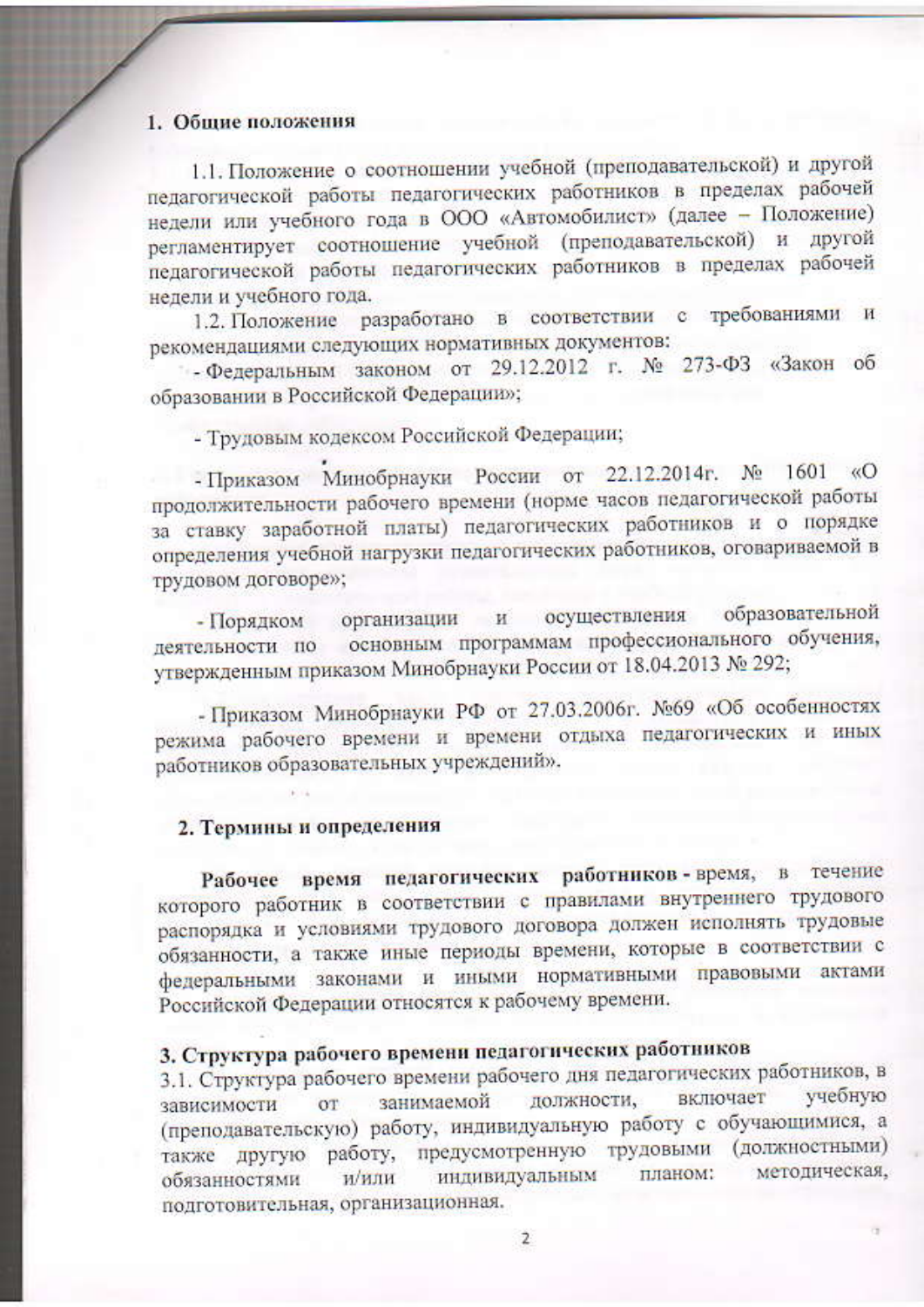## 1. Общие положения

1.1. Положение о соотношении учебной (преподавательской) и другой педагогической работы педагогических работников в пределах рабочей недели или учебного года в ООО «Автомобилист» (далее – Положение) регламентирует соотношение учебной (преподавательской) и другой педагогической работы педагогических работников в пределах рабочей недели и учебного года.

1.2. Положение разработано в соответствии с требованиями и рекомендациями следующих нормативных документов:

- Федеральным законом от 29.12.2012 г. № 273-ФЗ «Закон об образовании в Российской Федерации»;

- Трудовым кодексом Российской Федерации;

- Приказом Минобрнауки России от 22.12.2014г. № 1601 «О продолжительности рабочего времени (норме часов педагогической работы за ставку заработной платы) педагогических работников и о порядке определения учебной нагрузки педагогических работников, оговариваемой в трудовом договоре»;

- Порядком организации и осуществления образовательной деятельности по основным программам профессионального обучения, утвержденным приказом Минобрнауки России от 18.04.2013 № 292;

- Приказом Минобрнауки РФ от 27.03.2006г. №69 «Об особенностях режима рабочего времени и времени отдыха педагогических и иных работников образовательных учреждений».

## 2. Термины и определения

**Рабочее время педагогических работников** - время, в течение которого работник в соответствии с правилами внутреннего трудового распорядка и условиями трудового договора должен исполнять трудовые обязанности, а также иные периоды времени, которые в соответствии с федеральными законами и иными нормативными правовыми актами Российской Федерации относятся к рабочему времени.

## 3. Структура рабочего времени педагогических работников

3.1. Структура рабочего времени рабочего дня педагогических работников, в зависимости от занимаемой должности, включает учебную (преподавательскую) работу, индивидуальную работу с обучающимися, а также другую работу, предусмотренную трудовыми (должностными) обязанностями и/или индивидуальным планом: методическая, подготовительная, организационная.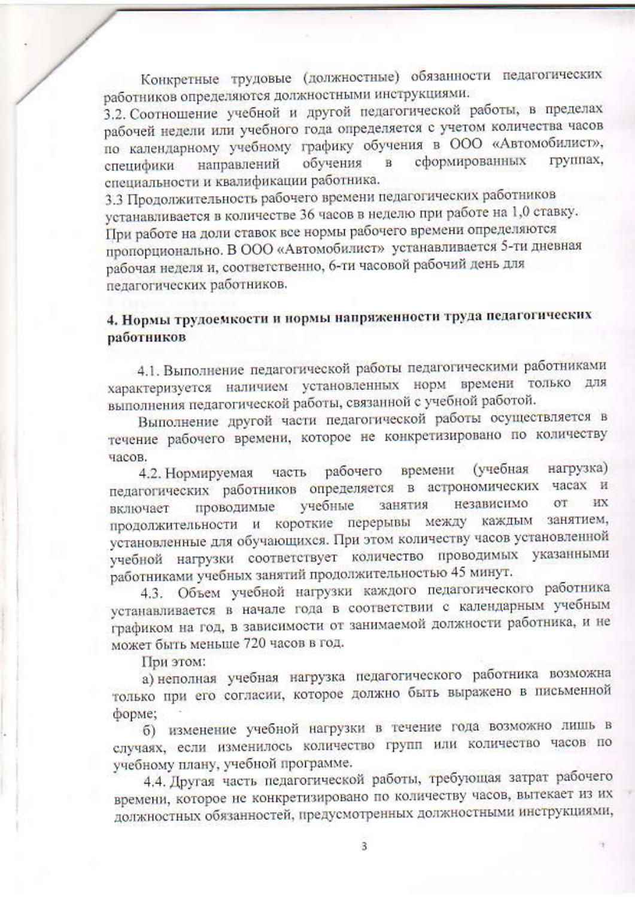Конкретные трудовые (должностные) обязанности педагогических работников определяются должностными инструкциями.

3.2. Соотношение учебной и другой педагогической работы, в пределах рабочей недели или учебного года определяется с учетом количества часов по календарному учебному графику обучения в ООО «Автомобилист», специфики направлений обучения в сформированных группах, специальности и квалификации работника.

3.3 Продолжительность рабочего времени педагогических работников устанавливается в количестве 36 часов в неделю при работе на 1,0 ставку. При работе на доли ставок все нормы рабочего времени определяются пропорционально. В ООО «Автомобилист» устанавливается 5-ти дневная рабочая неделя и, соответственно, 6-ти часовой рабочий день для педагогических работников.

## 4. Нормы трудоемкости и нормы напряженности труда педагогических работников

4.1. Выполнение педагогической работы педагогическими работниками характеризуется наличием установленных норм времени только для выполнения педагогической работы, связанной с учебной работой.

Выполнение другой части педагогической работы осуществляется в течение рабочего времени, которое не конкретизировано по количеству часов.

4.2. Нормируемая часть рабочего времени (учебная нагрузка) педагогических работников определяется в астрономических часах и включает проводимые учебные занятия независимо от их продолжительности и короткие перерывы между каждым занятием, установленные для обучающихся. При этом количеству часов установленной учебной нагрузки соответствует количество проводимых указанными работниками учебных занятий продолжительностью 45 минут.

4.3. Объем учебной нагрузки каждого педагогического работника устанавливается в начале года в соответствии с календарным учебным графиком на год, в зависимости от занимаемой должности работника, и не может быть меньше 720 часов в год.

При этом:

а) неполная учебная нагрузка педагогического работника возможна только при его согласии, которое должно быть выражено в письменной форме;

б) изменение учебной нагрузки в течение года возможно лишь в случаях, если изменилось количество групп или количество часов по учебному плану, учебной программе.

4.4. Другая часть педагогической работы, требующая затрат рабочего времени, которое не конкретизировано по количеству часов, вытекает из их должностных обязанностей, предусмотренных должностными инструкциями,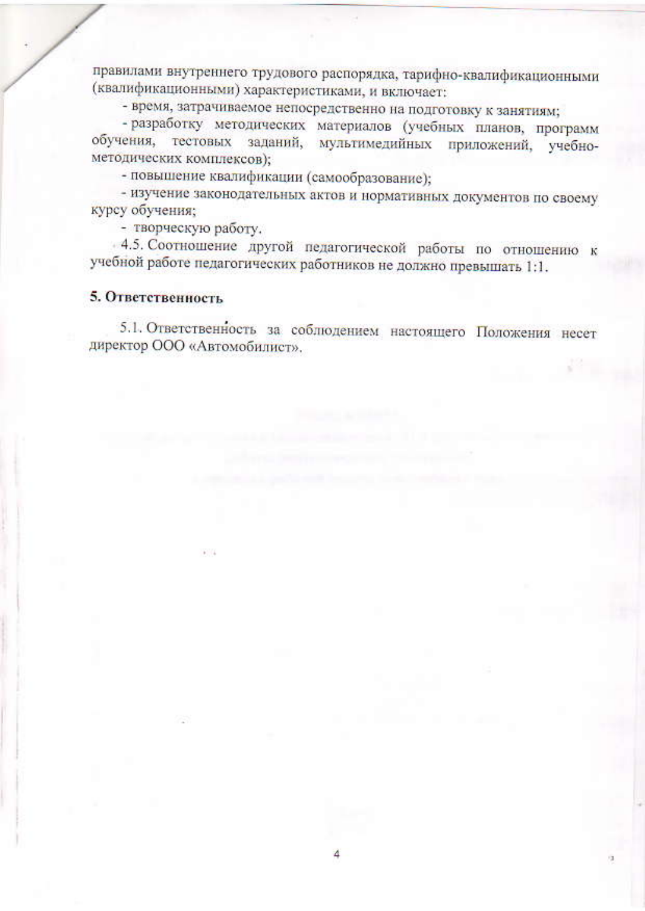правилами внутреннего трудового распорядка, тарифно-квалификационными (квалификационными) характеристиками, и включает:

- время, затрачиваемое непосредственно на подготовку к занятиям;
- разработку методических материалов (учебных планов, программ обучения, тестовых заданий, мультимедийных приложений, учебно-методических комплексов);
- повышение квалификации (самообразование);
- изучение законодательных актов и нормативных документов по своему курсу обучения;
- творческую работу.

4.5. Соотношение другой педагогической работы по отношению к учебной работе педагогических работников не должно превышать 1:1.

## 5. Ответственность

5.1. Ответственность за соблюдением настоящего Положения несет директор ООО «Автомобилист».